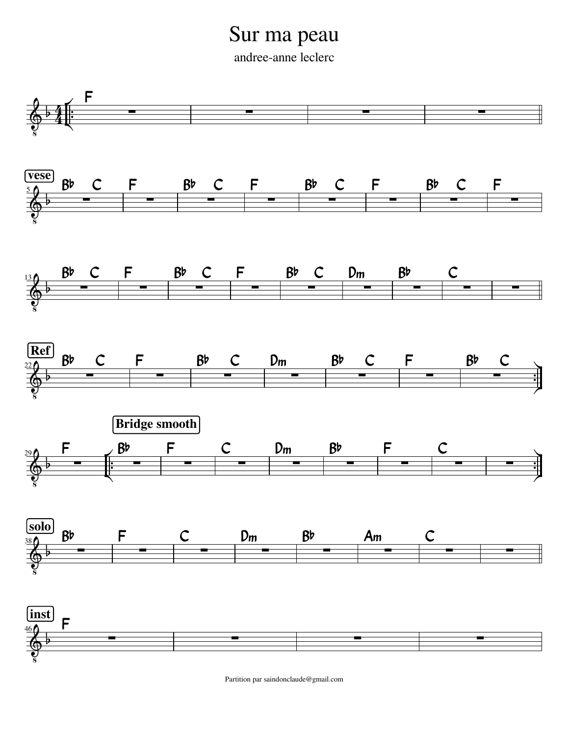# Sur ma peau

andree-anne leclerc

**F**

**vese**

5 Bb C | F | Bb C | F | Bb C | F | Bb C | F

13 Bb C | F | Bb C | F | Bb C | Dm | Bb | C |

**Ref**

22 Bb C | F | Bb C | Dm | Bb C | F | Bb C

29 F | **Bridge smooth** Bb | F | C | Dm | Bb | F | C |

**solo**

38 Bb | F | C | Dm | Bb | Am | C |

**inst**

46 F | | |

Partition par saindonclaude@gmail.com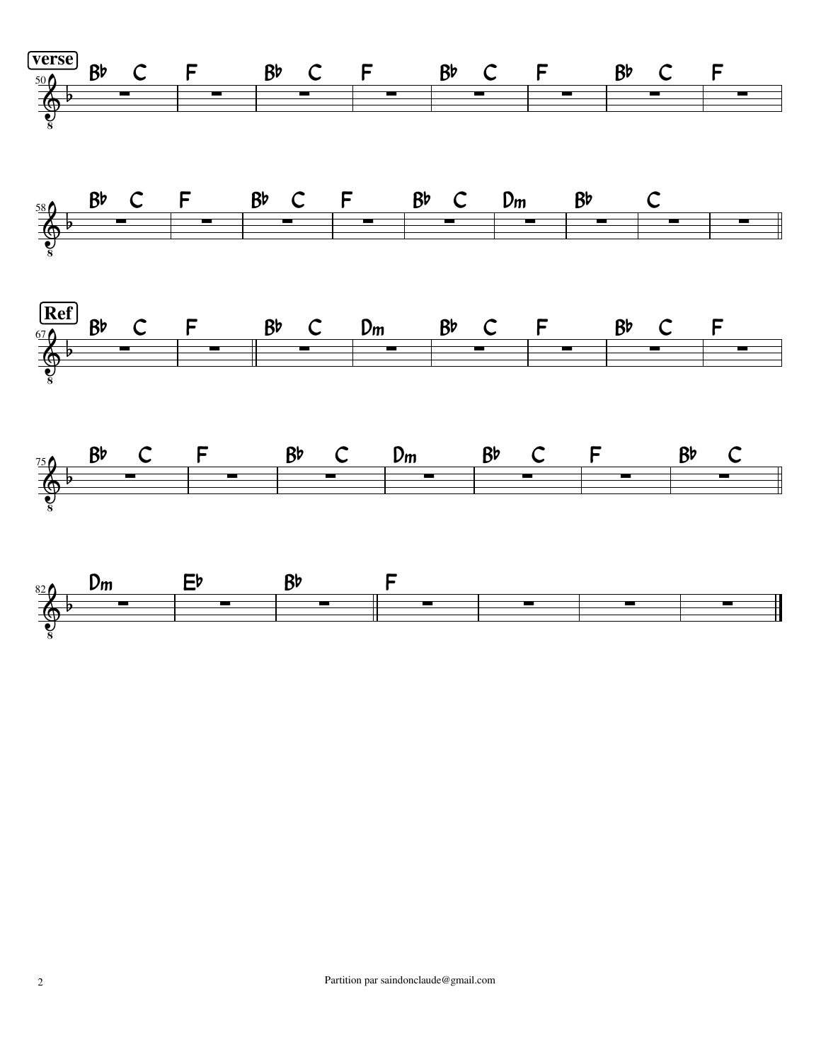**verse**

50 Bb C | F | Bb C | F | Bb C | F | Bb C | F

58 Bb C | F | Bb C | F | Bb C | Dm | Bb | C | ||

**Ref**

67 Bb C | F || Bb C | Dm | Bb C | F | Bb C | F

75 Bb C | F | Bb C | Dm | Bb C | F | Bb C ||

82 Dm | Eb | Bb || F | | | |

Partition par saindonclaude@gmail.com